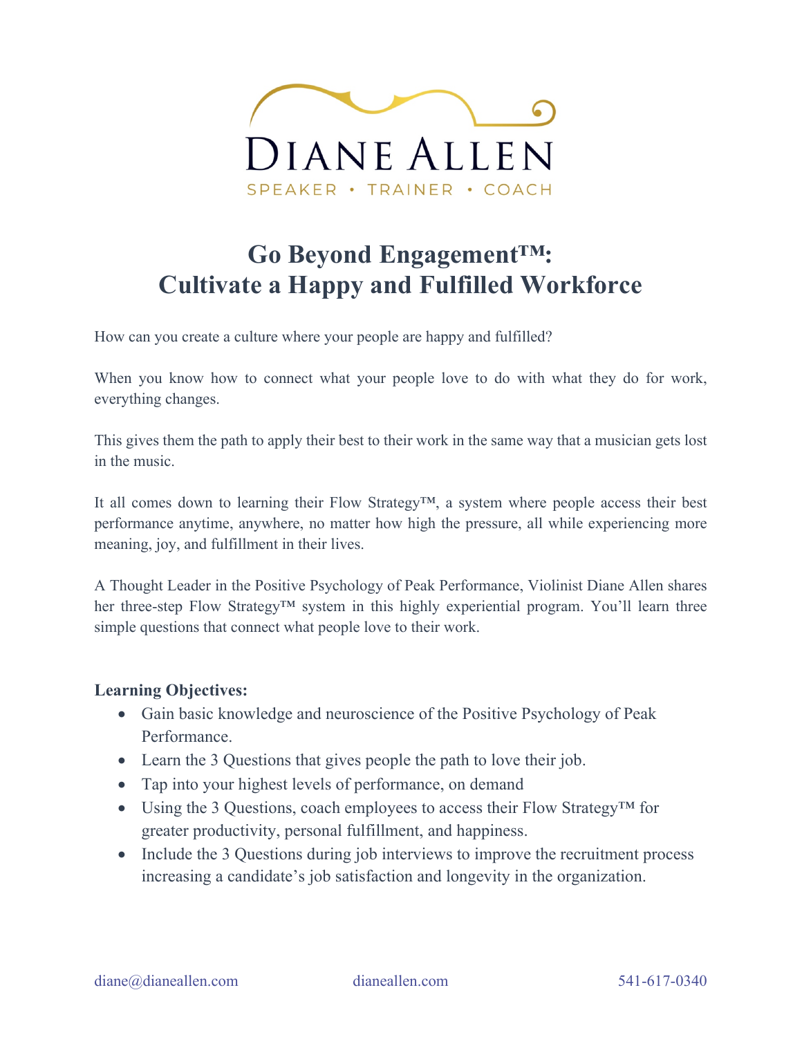DIANE ALLEN

SPEAKER • TRAINER • COACH

# Go Beyond Engagement™: Cultivate a Happy and Fulfilled Workforce

How can you create a culture where your people are happy and fulfilled?

When you know how to connect what your people love to do with what they do for work, everything changes.

This gives them the path to apply their best to their work in the same way that a musician gets lost in the music.

It all comes down to learning their Flow Strategy™, a system where people access their best performance anytime, anywhere, no matter how high the pressure, all while experiencing more meaning, joy, and fulfillment in their lives.

A Thought Leader in the Positive Psychology of Peak Performance, Violinist Diane Allen shares her three-step Flow Strategy™ system in this highly experiential program. You'll learn three simple questions that connect what people love to their work.

**Learning Objectives:**

- Gain basic knowledge and neuroscience of the Positive Psychology of Peak Performance.
- Learn the 3 Questions that gives people the path to love their job.
- Tap into your highest levels of performance, on demand
- Using the 3 Questions, coach employees to access their Flow Strategy™ for greater productivity, personal fulfillment, and happiness.
- Include the 3 Questions during job interviews to improve the recruitment process increasing a candidate's job satisfaction and longevity in the organization.

diane@dianeallen.com dianeallen.com 541-617-0340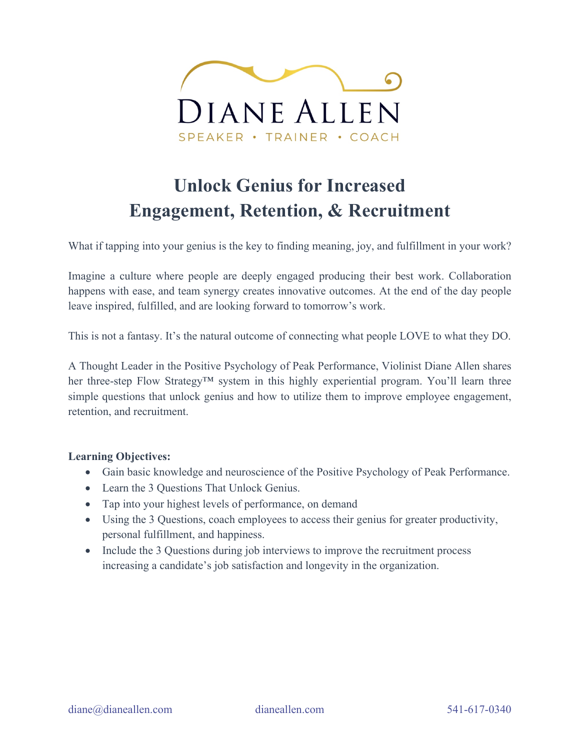# DIANE ALLEN

SPEAKER • TRAINER • COACH

## Unlock Genius for Increased Engagement, Retention, & Recruitment

What if tapping into your genius is the key to finding meaning, joy, and fulfillment in your work?

Imagine a culture where people are deeply engaged producing their best work. Collaboration happens with ease, and team synergy creates innovative outcomes. At the end of the day people leave inspired, fulfilled, and are looking forward to tomorrow's work.

This is not a fantasy. It's the natural outcome of connecting what people LOVE to what they DO.

A Thought Leader in the Positive Psychology of Peak Performance, Violinist Diane Allen shares her three-step Flow Strategy™ system in this highly experiential program. You'll learn three simple questions that unlock genius and how to utilize them to improve employee engagement, retention, and recruitment.

**Learning Objectives:**

- Gain basic knowledge and neuroscience of the Positive Psychology of Peak Performance.
- Learn the 3 Questions That Unlock Genius.
- Tap into your highest levels of performance, on demand
- Using the 3 Questions, coach employees to access their genius for greater productivity, personal fulfillment, and happiness.
- Include the 3 Questions during job interviews to improve the recruitment process increasing a candidate's job satisfaction and longevity in the organization.

diane@dianeallen.com    dianeallen.com    541-617-0340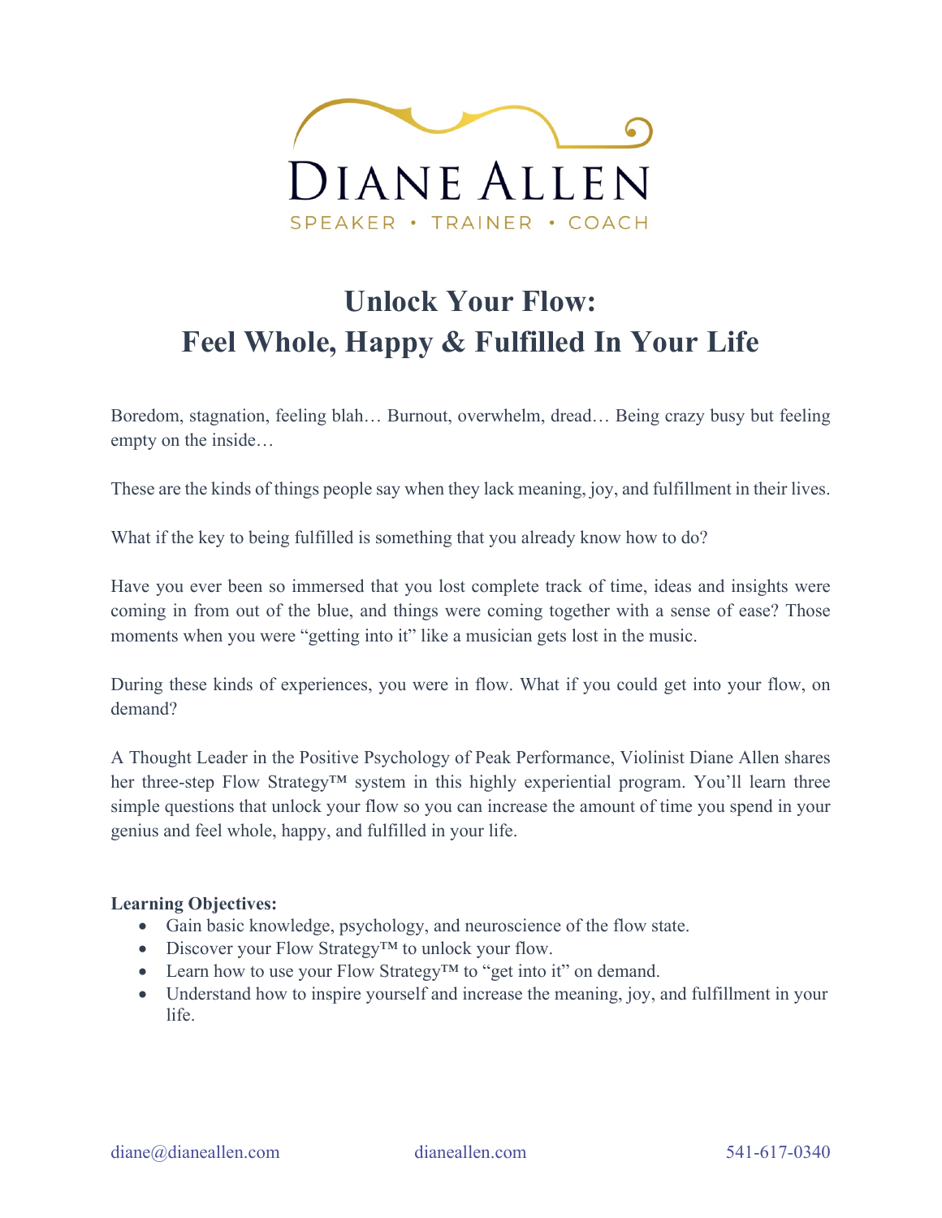DIANE ALLEN

SPEAKER • TRAINER • COACH

# Unlock Your Flow: Feel Whole, Happy & Fulfilled In Your Life

Boredom, stagnation, feeling blah… Burnout, overwhelm, dread… Being crazy busy but feeling empty on the inside…

These are the kinds of things people say when they lack meaning, joy, and fulfillment in their lives.

What if the key to being fulfilled is something that you already know how to do?

Have you ever been so immersed that you lost complete track of time, ideas and insights were coming in from out of the blue, and things were coming together with a sense of ease? Those moments when you were "getting into it" like a musician gets lost in the music.

During these kinds of experiences, you were in flow. What if you could get into your flow, on demand?

A Thought Leader in the Positive Psychology of Peak Performance, Violinist Diane Allen shares her three-step Flow Strategy™ system in this highly experiential program. You'll learn three simple questions that unlock your flow so you can increase the amount of time you spend in your genius and feel whole, happy, and fulfilled in your life.

**Learning Objectives:**

- Gain basic knowledge, psychology, and neuroscience of the flow state.
- Discover your Flow Strategy™ to unlock your flow.
- Learn how to use your Flow Strategy™ to "get into it" on demand.
- Understand how to inspire yourself and increase the meaning, joy, and fulfillment in your life.

diane@dianeallen.com dianeallen.com 541-617-0340